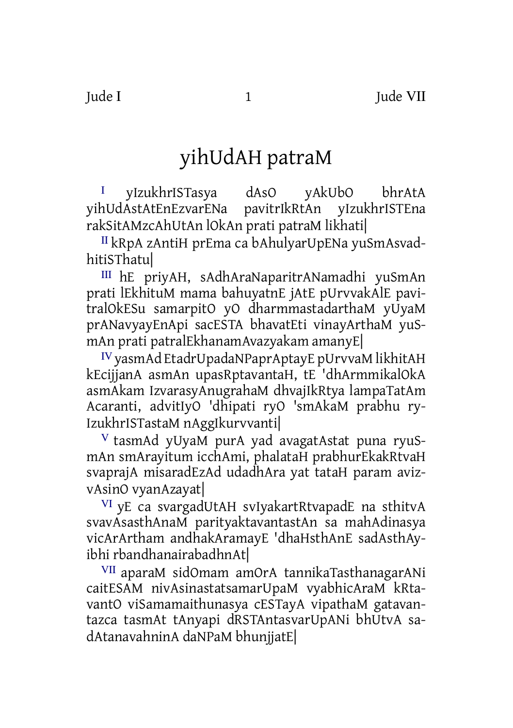# yihUdAH patraM

I yIzukhrISTasya dAsO yAkUbO bhrAtA yihUdAstAtEnEzvarENa pavitrIkRtAn yIzukhrISTEna rakSitAMzcAhUtAn lOkAn prati patraM likhati|

II kRpA zAntiH prEma ca bAhulyarUpENa yuSmAsvadhitiSThatu|

III hE priyAH, sAdhAraNaparitrANamadhi yuSmAn prati lEkhituM mama bahuyatnE jAtE pUrvvakAlE pavitralOkESu samarpitO yO dharmmastadarthaM yUyaM prANavyayEnApi sacESTA bhavatEti vinayArthaM yuSmAn prati patralEkhanamAvazyakam amanyE|

IV yasmAd EtadrUpadaNPaprAptayE pUrvvaM likhitAH kEcijjanA asmAn upasRptavantaH, tE 'dhArmmikalOkA asmAkam IzvarasyAnugrahaM dhvajIkRtya lampaTatAm Acaranti, advitIyO 'dhipati ryO 'smAkaM prabhu ryIzukhrISTastaM nAggIkurvvanti|

V tasmAd yUyaM purA yad avagatAstat puna ryuSmAn smArayitum icchAmi, phalataH prabhurEkakRtvaH svaprajA misaradEzAd udadhAra yat tataH param avizvAsinO vyanAzayat|

VI yE ca svargadUtAH svIyakartRtvapadE na sthitvA svavAsasthAnaM parityaktavantastAn sa mahAdinasya vicArArtham andhakAramayE 'dhaHsthAnE sadAsthAyibhi rbandhanairabadhnAt|

VII aparaM sidOmam amOrA tannikaTasthanagarANi caitESAM nivAsinastatsamarUpaM vyabhicAraM kRtavantO viSamamaithunasya cESTayA vipathaM gatavantazca tasmAt tAnyapi dRSTAntasvarUpANi bhUtvA sadAtanavahninA daNPaM bhunjjatE|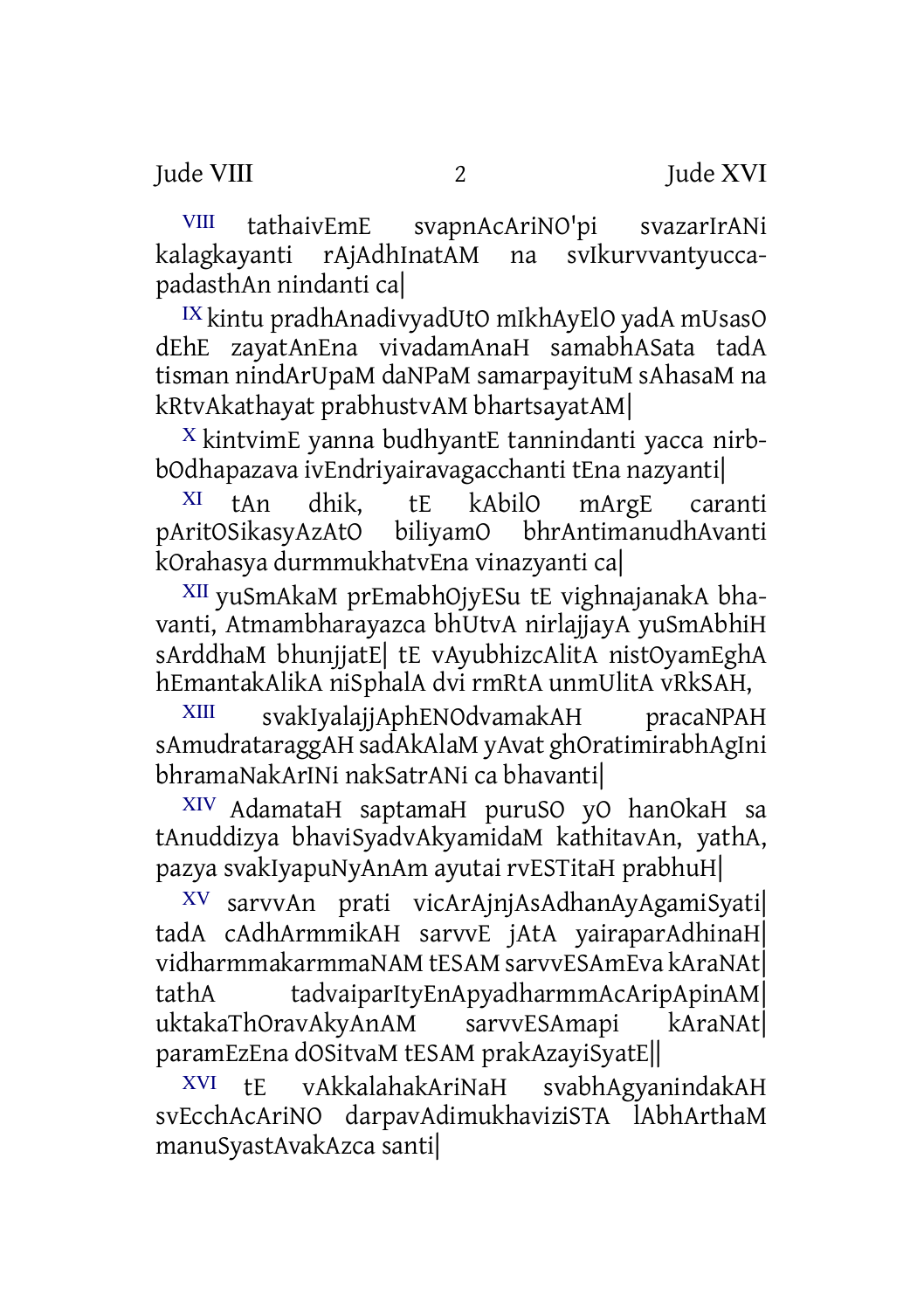VIII tathaivEmE svapnAcAriNO'pi svazarIrANi kalagkayanti rAjAdhInatAM na svIkurvvantyuccapadasthAn nindanti ca|

IX kintu pradhAnadivyadUtO mIkhAyElO yadA mUsasO dEhE zayatAnEna vivadamAnaH samabhASata tadA tisman nindArUpaM daNPaM samarpayituM sAhasaM na kRtvAkathayat prabhustvAM bhartsayatAM|

X kintvimE yanna budhyantE tannindanti yacca nirbbOdhapazava ivEndriyairavagacchanti tEna nazyanti|

XI tAn dhik, tE kAbilO mArgE caranti pAritOSikasyAzAtO biliyamO bhrAntimanudhAvanti kOrahasya durmmukhatvEna vinazyanti ca|

XII yuSmAkaM prEmabhOjyESu tE vighnajanakA bhavanti, Atmambharayazca bhUtvA nirlajjayA yuSmAbhiH sArddhaM bhunjjatE| tE vAyubhizcAlitA nistOyamEghA hEmantakAlikA niSphalA dvi rmRtA unmUlitA vRkSAH,

XIII svakIyalajjAphENOdvamakAH pracaNPAH sAmudrataraggAH sadAkAlaM yAvat ghOratimirabhAgIni bhramaNakArINi nakSatrANi ca bhavanti|

XIV AdamataH saptamaH puruSO yO hanOkaH sa tAnuddizya bhaviSyadvAkyamidaM kathitavAn, yathA, pazya svakIyapuNyAnAm ayutai rvESTitaH prabhuH|

XV sarvvAn prati vicArAjnjAsAdhanAyAgamiSyati| tadA cAdhArmmikAH sarvvE jAtA yairaparAdhinaH| vidharmmakarmmaNAM tESAM sarvvESAmEva kAraNAt| tathA tadvaiparItyEnApyadharmmAcAripApinAM| uktakaThOravAkyAnAM sarvvESAmapi kAraNAt| paramEzEna dOSitvaM tESAM prakAzayiSyatE||

XVI tE vAkkalahakAriNaH svabhAgyanindakAH svEcchAcAriNO darpavAdimukhaviziSTA lAbhArthaM manuSyastAvakAzca santi|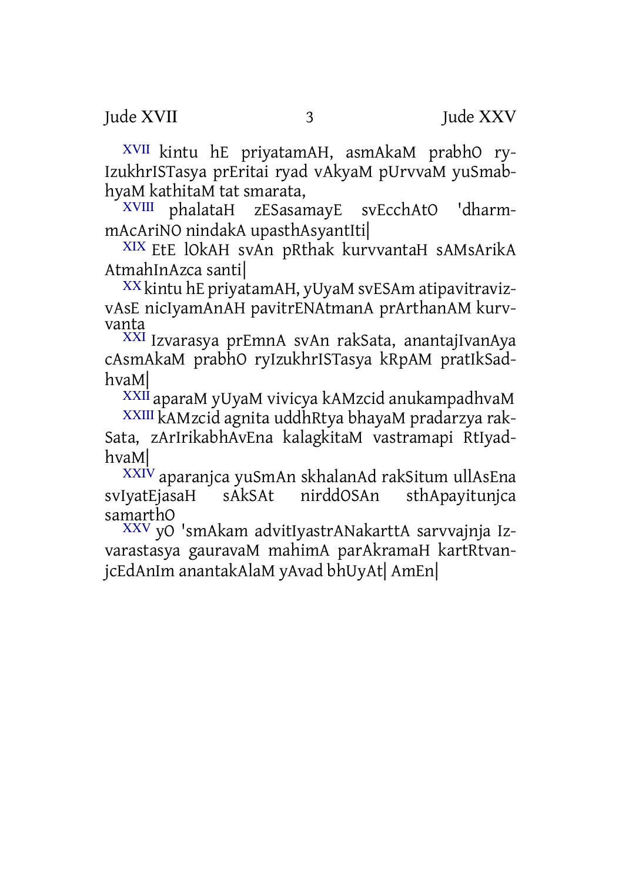XVII kintu hE priyatamAH, asmAkaM prabhO ryIzukhrISTasya prEritai ryad vAkyaM pUrvvaM yuSmabhyaM kathitaM tat smarata,

XVIII phalataH zESasamayE svEcchAtO 'dharmmAcAriNO nindakA upasthAsyantIti|

XIX EtE lOkAH svAn pRthak kurvvantaH sAMsArikA AtmahInAzca santi|

XX kintu hE priyatamAH, yUyaM svESAm atipavitravizvAsE nicIyamAnAH pavitrENAtmanA prArthanAM kurvvanta

XXI Izvarasya prEmnA svAn rakSata, anantajIvanAya cAsmAkaM prabhO ryIzukhrISTasya kRpAM pratIkSadhvaM|

XXII aparaM yUyaM vivicya kAMzcid anukampadhvaM

XXIII kAMzcid agnita uddhRtya bhayaM pradarzya rakSata, zArIrikabhAvEna kalagkitaM vastramapi RtIyadhvaM|

XXIV aparanjca yuSmAn skhalanAd rakSitum ullAsEna svIyatEjasaH sAkSAt nirddOSAn sthApayitunjca samarthO

XXV yO 'smAkam advitIyastrANakarttA sarvvajnja Izvarastasya gauravaM mahimA parAkramaH kartRtvanjcEdAnIm anantakAlaM yAvad bhUyAt| AmEn|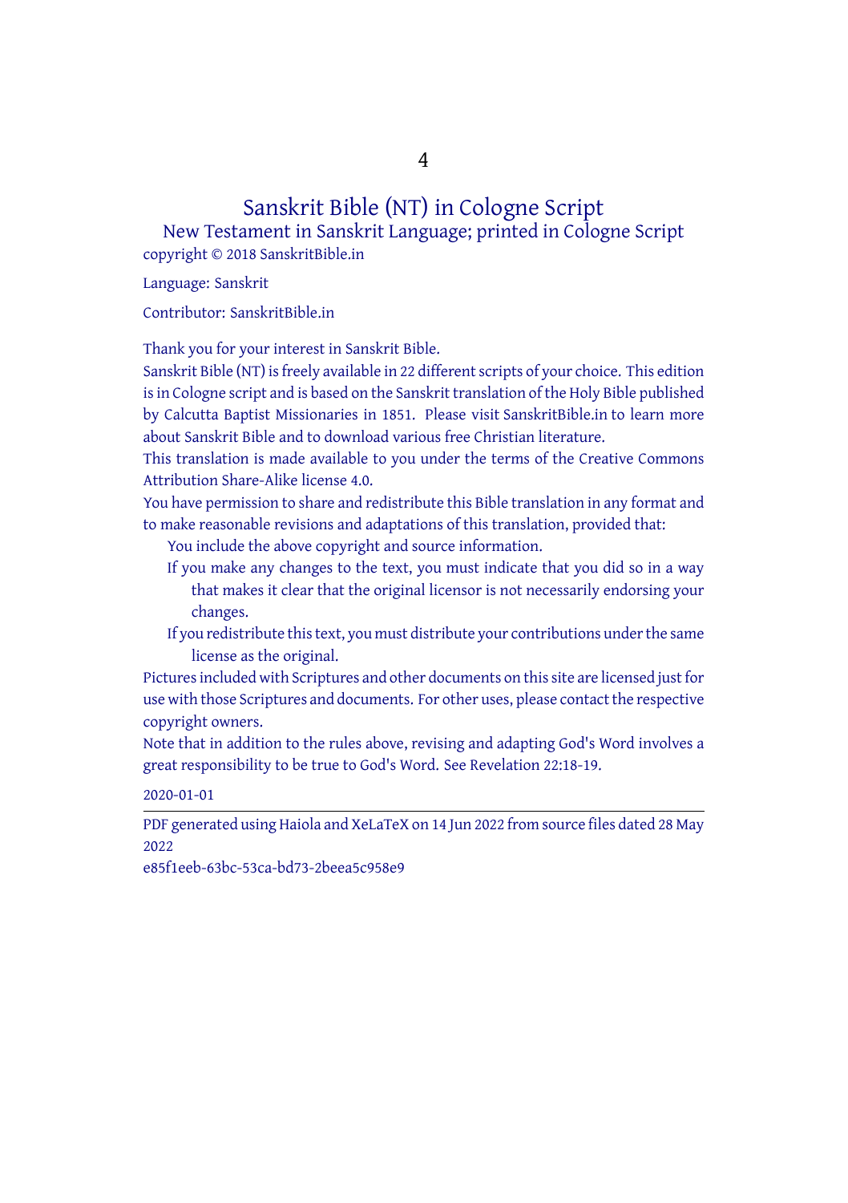# Sanskrit Bible (NT) in Cologne Script

## New Testament in Sanskrit Language; printed in Cologne Script

copyright © 2018 SanskritBible.in

Language: Sanskrit

Contributor: SanskritBible.in

Thank you for your interest in Sanskrit Bible.
Sanskrit Bible (NT) is freely available in 22 different scripts of your choice. This edition is in Cologne script and is based on the Sanskrit translation of the Holy Bible published by Calcutta Baptist Missionaries in 1851. Please visit SanskritBible.in to learn more about Sanskrit Bible and to download various free Christian literature.
This translation is made available to you under the terms of the Creative Commons Attribution Share-Alike license 4.0.
You have permission to share and redistribute this Bible translation in any format and to make reasonable revisions and adaptations of this translation, provided that:

- You include the above copyright and source information.
- If you make any changes to the text, you must indicate that you did so in a way that makes it clear that the original licensor is not necessarily endorsing your changes.
- If you redistribute this text, you must distribute your contributions under the same license as the original.

Pictures included with Scriptures and other documents on this site are licensed just for use with those Scriptures and documents. For other uses, please contact the respective copyright owners.
Note that in addition to the rules above, revising and adapting God's Word involves a great responsibility to be true to God's Word. See Revelation 22:18-19.

2020-01-01

---

PDF generated using Haiola and XeLaTeX on 14 Jun 2022 from source files dated 28 May 2022

e85f1eeb-63bc-53ca-bd73-2beea5c958e9